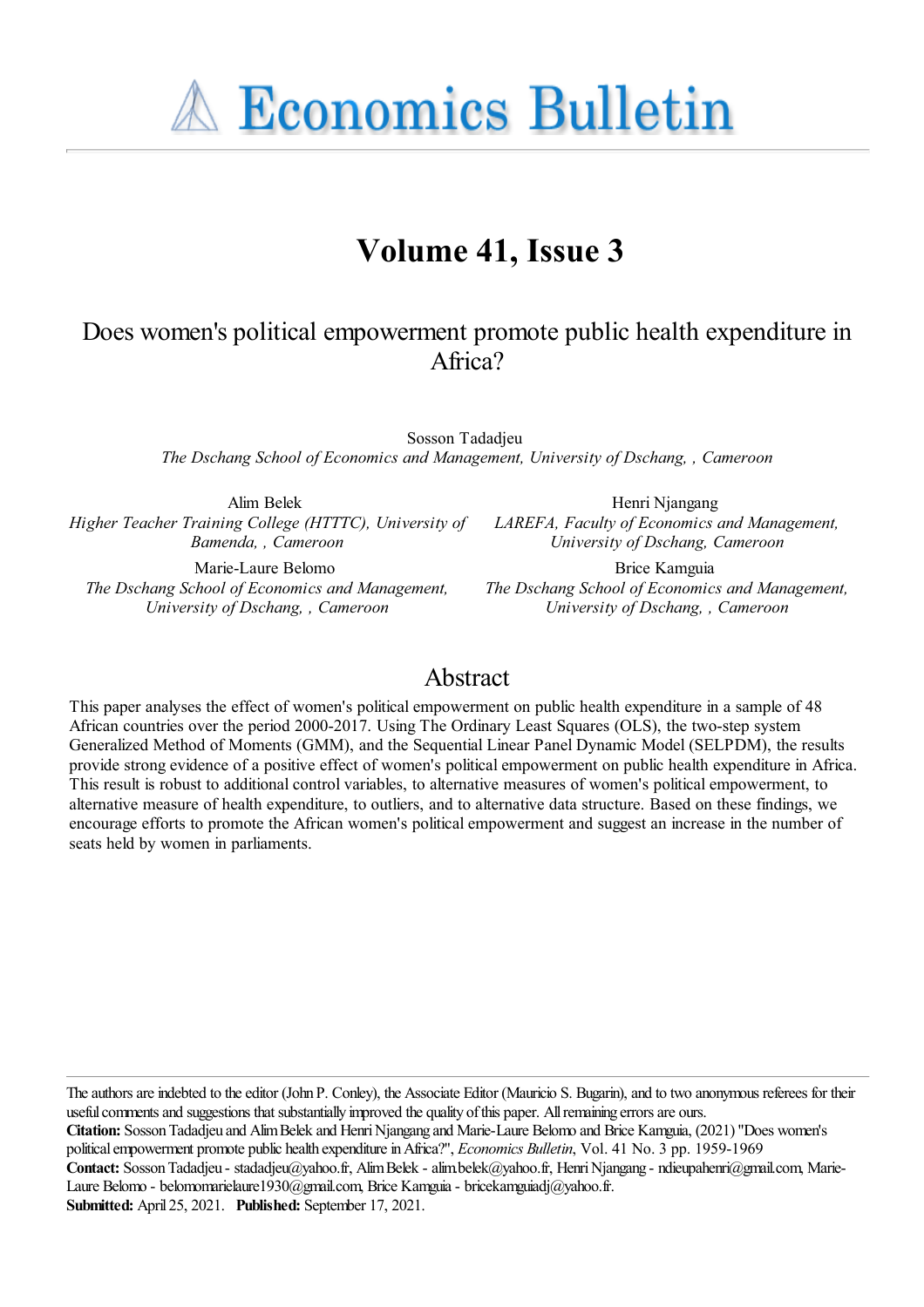# Economics Bulletin

## Volume 41, Issue 3

### Does women's political empowerment promote public health expenditure in Africa?

Sosson Tadadjeu
*The Dschang School of Economics and Management, University of Dschang, , Cameroon*

Alim Belek
*Higher Teacher Training College (HTTTC), University of Bamenda, , Cameroon*

Henri Njangang
*LAREFA, Faculty of Economics and Management, University of Dschang, Cameroon*

Marie-Laure Belomo
*The Dschang School of Economics and Management, University of Dschang, , Cameroon*

Brice Kamguia
*The Dschang School of Economics and Management, University of Dschang, , Cameroon*

## Abstract

This paper analyses the effect of women's political empowerment on public health expenditure in a sample of 48 African countries over the period 2000-2017. Using The Ordinary Least Squares (OLS), the two-step system Generalized Method of Moments (GMM), and the Sequential Linear Panel Dynamic Model (SELPDM), the results provide strong evidence of a positive effect of women's political empowerment on public health expenditure in Africa. This result is robust to additional control variables, to alternative measures of women's political empowerment, to alternative measure of health expenditure, to outliers, and to alternative data structure. Based on these findings, we encourage efforts to promote the African women's political empowerment and suggest an increase in the number of seats held by women in parliaments.

---

The authors are indebted to the editor (John P. Conley), the Associate Editor (Mauricio S. Bugarin), and to two anonymous referees for their useful comments and suggestions that substantially improved the quality of this paper. All remaining errors are ours.

**Citation:** Sosson Tadadjeu and Alim Belek and Henri Njangang and Marie-Laure Belomo and Brice Kamguia, (2021) "Does women's political empowerment promote public health expenditure in Africa?", *Economics Bulletin*, Vol. 41 No. 3 pp. 1959-1969

**Contact:** Sosson Tadadjeu - stadadjeu@yahoo.fr, Alim Belek - alim.belek@yahoo.fr, Henri Njangang - ndieupahenri@gmail.com, Marie-Laure Belomo - belomomarielaure1930@gmail.com, Brice Kamguia - bricekamguiadj@yahoo.fr.

**Submitted:** April 25, 2021. **Published:** September 17, 2021.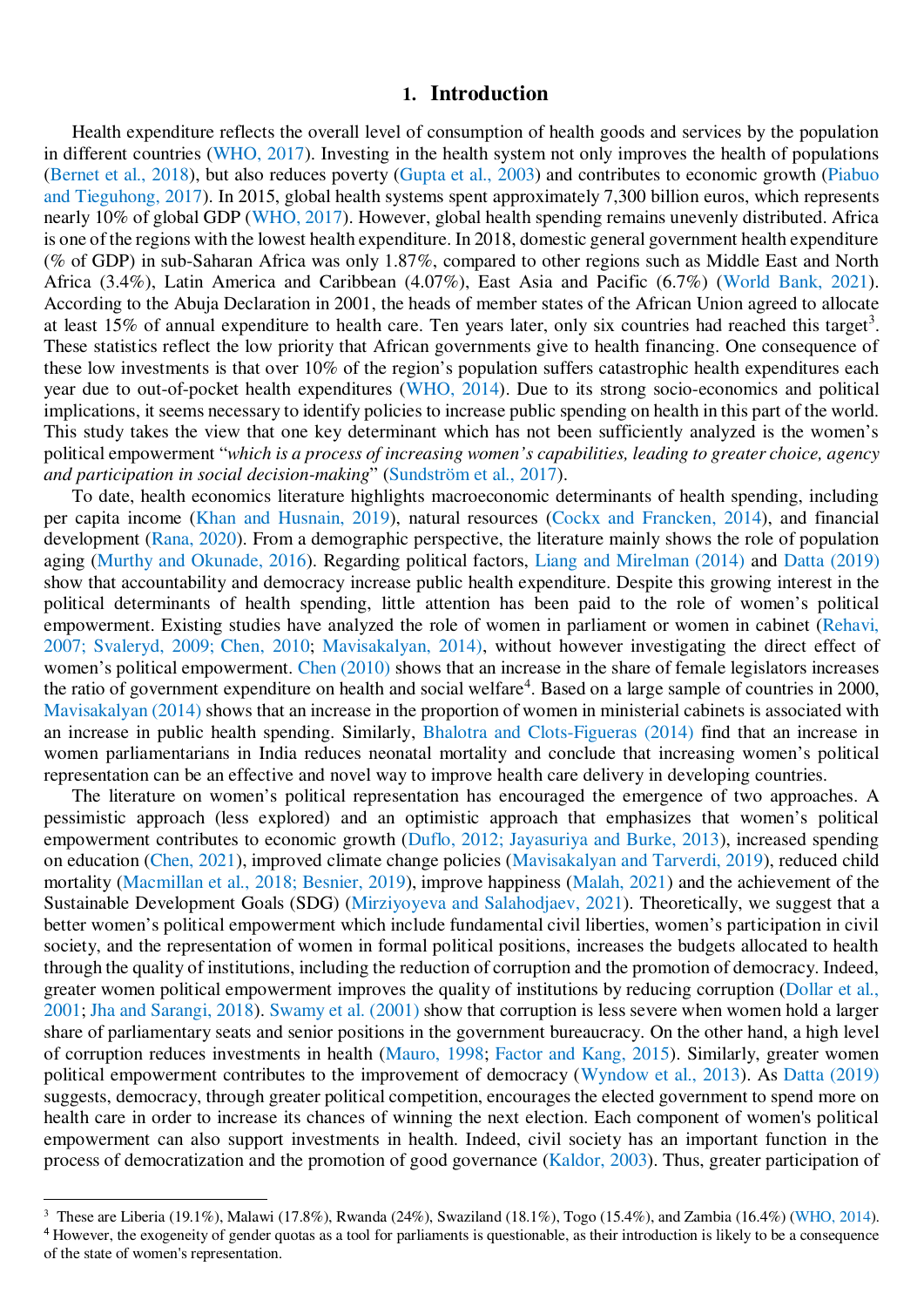# 1. Introduction

Health expenditure reflects the overall level of consumption of health goods and services by the population in different countries (WHO, 2017). Investing in the health system not only improves the health of populations (Bernet et al., 2018), but also reduces poverty (Gupta et al., 2003) and contributes to economic growth (Piabuo and Tieguhong, 2017). In 2015, global health systems spent approximately 7,300 billion euros, which represents nearly 10% of global GDP (WHO, 2017). However, global health spending remains unevenly distributed. Africa is one of the regions with the lowest health expenditure. In 2018, domestic general government health expenditure (% of GDP) in sub-Saharan Africa was only 1.87%, compared to other regions such as Middle East and North Africa (3.4%), Latin America and Caribbean (4.07%), East Asia and Pacific (6.7%) (World Bank, 2021). According to the Abuja Declaration in 2001, the heads of member states of the African Union agreed to allocate at least 15% of annual expenditure to health care. Ten years later, only six countries had reached this target[3]. These statistics reflect the low priority that African governments give to health financing. One consequence of these low investments is that over 10% of the region's population suffers catastrophic health expenditures each year due to out-of-pocket health expenditures (WHO, 2014). Due to its strong socio-economics and political implications, it seems necessary to identify policies to increase public spending on health in this part of the world. This study takes the view that one key determinant which has not been sufficiently analyzed is the women's political empowerment "*which is a process of increasing women's capabilities, leading to greater choice, agency and participation in social decision-making*" (Sundström et al., 2017).

To date, health economics literature highlights macroeconomic determinants of health spending, including per capita income (Khan and Husnain, 2019), natural resources (Cockx and Francken, 2014), and financial development (Rana, 2020). From a demographic perspective, the literature mainly shows the role of population aging (Murthy and Okunade, 2016). Regarding political factors, Liang and Mirelman (2014) and Datta (2019) show that accountability and democracy increase public health expenditure. Despite this growing interest in the political determinants of health spending, little attention has been paid to the role of women's political empowerment. Existing studies have analyzed the role of women in parliament or women in cabinet (Rehavi, 2007; Svaleryd, 2009; Chen, 2010; Mavisakalyan, 2014), without however investigating the direct effect of women's political empowerment. Chen (2010) shows that an increase in the share of female legislators increases the ratio of government expenditure on health and social welfare[4]. Based on a large sample of countries in 2000, Mavisakalyan (2014) shows that an increase in the proportion of women in ministerial cabinets is associated with an increase in public health spending. Similarly, Bhalotra and Clots-Figueras (2014) find that an increase in women parliamentarians in India reduces neonatal mortality and conclude that increasing women's political representation can be an effective and novel way to improve health care delivery in developing countries.

The literature on women's political representation has encouraged the emergence of two approaches. A pessimistic approach (less explored) and an optimistic approach that emphasizes that women's political empowerment contributes to economic growth (Duflo, 2012; Jayasuriya and Burke, 2013), increased spending on education (Chen, 2021), improved climate change policies (Mavisakalyan and Tarverdi, 2019), reduced child mortality (Macmillan et al., 2018; Besnier, 2019), improve happiness (Malah, 2021) and the achievement of the Sustainable Development Goals (SDG) (Mirziyoyeva and Salahodjaev, 2021). Theoretically, we suggest that a better women's political empowerment which include fundamental civil liberties, women's participation in civil society, and the representation of women in formal political positions, increases the budgets allocated to health through the quality of institutions, including the reduction of corruption and the promotion of democracy. Indeed, greater women political empowerment improves the quality of institutions by reducing corruption (Dollar et al., 2001; Jha and Sarangi, 2018). Swamy et al. (2001) show that corruption is less severe when women hold a larger share of parliamentary seats and senior positions in the government bureaucracy. On the other hand, a high level of corruption reduces investments in health (Mauro, 1998; Factor and Kang, 2015). Similarly, greater women political empowerment contributes to the improvement of democracy (Wyndow et al., 2013). As Datta (2019) suggests, democracy, through greater political competition, encourages the elected government to spend more on health care in order to increase its chances of winning the next election. Each component of women's political empowerment can also support investments in health. Indeed, civil society has an important function in the process of democratization and the promotion of good governance (Kaldor, 2003). Thus, greater participation of

[3] These are Liberia (19.1%), Malawi (17.8%), Rwanda (24%), Swaziland (18.1%), Togo (15.4%), and Zambia (16.4%) (WHO, 2014).

[4] However, the exogeneity of gender quotas as a tool for parliaments is questionable, as their introduction is likely to be a consequence of the state of women's representation.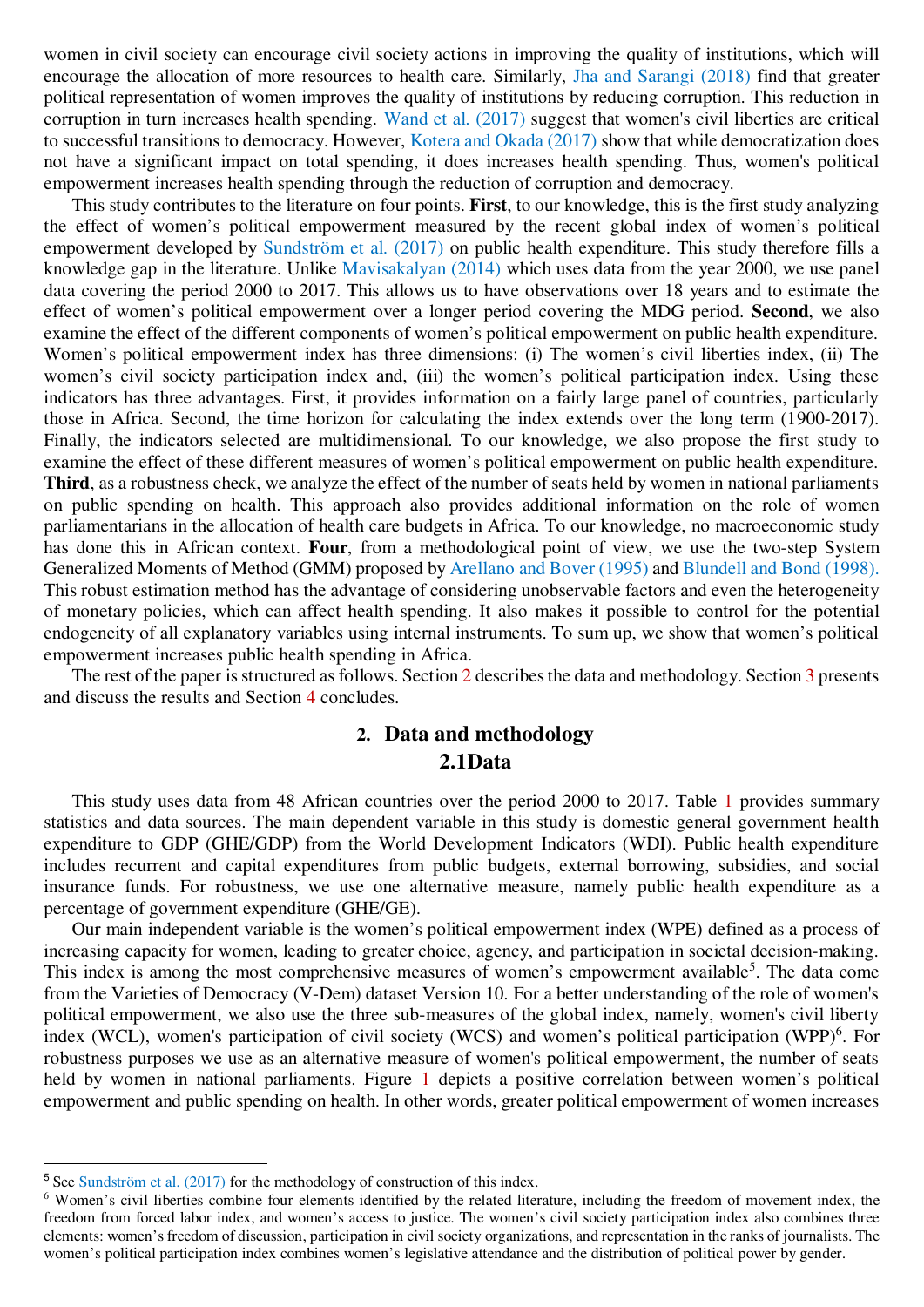women in civil society can encourage civil society actions in improving the quality of institutions, which will encourage the allocation of more resources to health care. Similarly, Jha and Sarangi (2018) find that greater political representation of women improves the quality of institutions by reducing corruption. This reduction in corruption in turn increases health spending. Wand et al. (2017) suggest that women's civil liberties are critical to successful transitions to democracy. However, Kotera and Okada (2017) show that while democratization does not have a significant impact on total spending, it does increases health spending. Thus, women's political empowerment increases health spending through the reduction of corruption and democracy.

This study contributes to the literature on four points. **First**, to our knowledge, this is the first study analyzing the effect of women's political empowerment measured by the recent global index of women's political empowerment developed by Sundström et al. (2017) on public health expenditure. This study therefore fills a knowledge gap in the literature. Unlike Mavisakalyan (2014) which uses data from the year 2000, we use panel data covering the period 2000 to 2017. This allows us to have observations over 18 years and to estimate the effect of women's political empowerment over a longer period covering the MDG period. **Second**, we also examine the effect of the different components of women's political empowerment on public health expenditure. Women's political empowerment index has three dimensions: (i) The women's civil liberties index, (ii) The women's civil society participation index and, (iii) the women's political participation index. Using these indicators has three advantages. First, it provides information on a fairly large panel of countries, particularly those in Africa. Second, the time horizon for calculating the index extends over the long term (1900-2017). Finally, the indicators selected are multidimensional. To our knowledge, we also propose the first study to examine the effect of these different measures of women's political empowerment on public health expenditure. **Third**, as a robustness check, we analyze the effect of the number of seats held by women in national parliaments on public spending on health. This approach also provides additional information on the role of women parliamentarians in the allocation of health care budgets in Africa. To our knowledge, no macroeconomic study has done this in African context. **Four**, from a methodological point of view, we use the two-step System Generalized Moments of Method (GMM) proposed by Arellano and Bover (1995) and Blundell and Bond (1998). This robust estimation method has the advantage of considering unobservable factors and even the heterogeneity of monetary policies, which can affect health spending. It also makes it possible to control for the potential endogeneity of all explanatory variables using internal instruments. To sum up, we show that women's political empowerment increases public health spending in Africa.

The rest of the paper is structured as follows. Section 2 describes the data and methodology. Section 3 presents and discuss the results and Section 4 concludes.

## 2. Data and methodology

### 2.1Data

This study uses data from 48 African countries over the period 2000 to 2017. Table 1 provides summary statistics and data sources. The main dependent variable in this study is domestic general government health expenditure to GDP (GHE/GDP) from the World Development Indicators (WDI). Public health expenditure includes recurrent and capital expenditures from public budgets, external borrowing, subsidies, and social insurance funds. For robustness, we use one alternative measure, namely public health expenditure as a percentage of government expenditure (GHE/GE).

Our main independent variable is the women's political empowerment index (WPE) defined as a process of increasing capacity for women, leading to greater choice, agency, and participation in societal decision-making. This index is among the most comprehensive measures of women's empowerment available[5]. The data come from the Varieties of Democracy (V-Dem) dataset Version 10. For a better understanding of the role of women's political empowerment, we also use the three sub-measures of the global index, namely, women's civil liberty index (WCL), women's participation of civil society (WCS) and women's political participation (WPP)[6]. For robustness purposes we use as an alternative measure of women's political empowerment, the number of seats held by women in national parliaments. Figure 1 depicts a positive correlation between women's political empowerment and public spending on health. In other words, greater political empowerment of women increases

---

[5] See Sundström et al. (2017) for the methodology of construction of this index.

[6] Women's civil liberties combine four elements identified by the related literature, including the freedom of movement index, the freedom from forced labor index, and women's access to justice. The women's civil society participation index also combines three elements: women's freedom of discussion, participation in civil society organizations, and representation in the ranks of journalists. The women's political participation index combines women's legislative attendance and the distribution of political power by gender.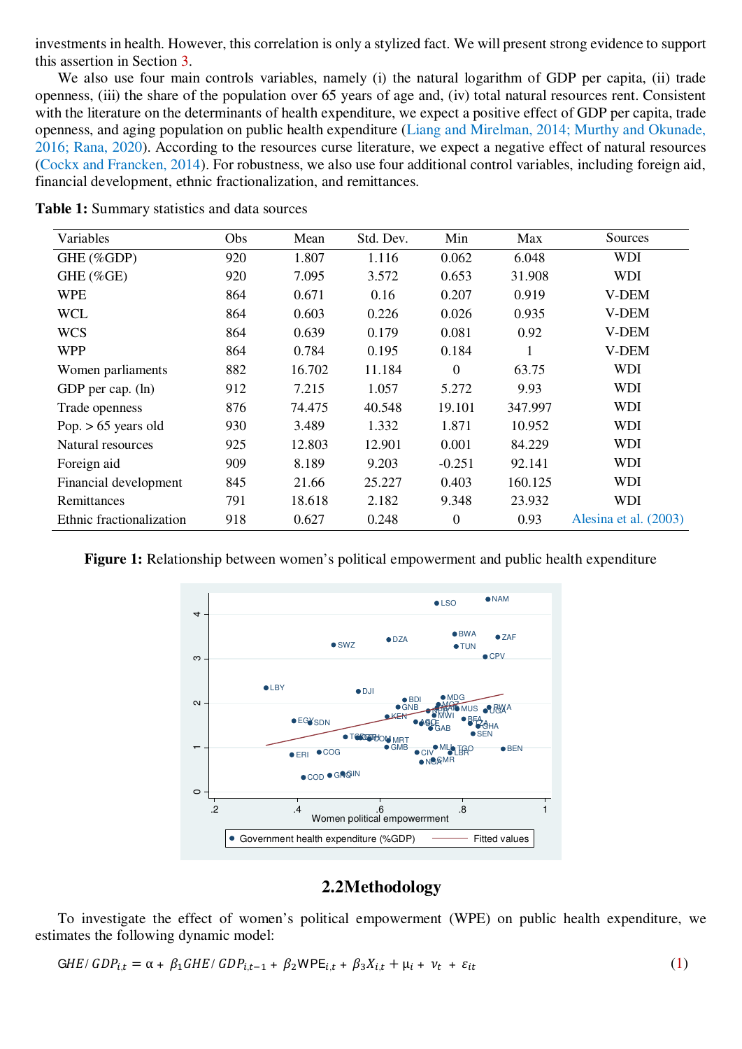investments in health. However, this correlation is only a stylized fact. We will present strong evidence to support this assertion in Section 3.

We also use four main controls variables, namely (i) the natural logarithm of GDP per capita, (ii) trade openness, (iii) the share of the population over 65 years of age and, (iv) total natural resources rent. Consistent with the literature on the determinants of health expenditure, we expect a positive effect of GDP per capita, trade openness, and aging population on public health expenditure (Liang and Mirelman, 2014; Murthy and Okunade, 2016; Rana, 2020). According to the resources curse literature, we expect a negative effect of natural resources (Cockx and Francken, 2014). For robustness, we also use four additional control variables, including foreign aid, financial development, ethnic fractionalization, and remittances.

**Table 1:** Summary statistics and data sources

| Variables | Obs | Mean | Std. Dev. | Min | Max | Sources |
|---|---|---|---|---|---|---|
| GHE (%GDP) | 920 | 1.807 | 1.116 | 0.062 | 6.048 | WDI |
| GHE (%GE) | 920 | 7.095 | 3.572 | 0.653 | 31.908 | WDI |
| WPE | 864 | 0.671 | 0.16 | 0.207 | 0.919 | V-DEM |
| WCL | 864 | 0.603 | 0.226 | 0.026 | 0.935 | V-DEM |
| WCS | 864 | 0.639 | 0.179 | 0.081 | 0.92 | V-DEM |
| WPP | 864 | 0.784 | 0.195 | 0.184 | 1 | V-DEM |
| Women parliaments | 882 | 16.702 | 11.184 | 0 | 63.75 | WDI |
| GDP per cap. (ln) | 912 | 7.215 | 1.057 | 5.272 | 9.93 | WDI |
| Trade openness | 876 | 74.475 | 40.548 | 19.101 | 347.997 | WDI |
| Pop. > 65 years old | 930 | 3.489 | 1.332 | 1.871 | 10.952 | WDI |
| Natural resources | 925 | 12.803 | 12.901 | 0.001 | 84.229 | WDI |
| Foreign aid | 909 | 8.189 | 9.203 | -0.251 | 92.141 | WDI |
| Financial development | 845 | 21.66 | 25.227 | 0.403 | 160.125 | WDI |
| Remittances | 791 | 18.618 | 2.182 | 9.348 | 23.932 | WDI |
| Ethnic fractionalization | 918 | 0.627 | 0.248 | 0 | 0.93 | Alesina et al. (2003) |

**Figure 1:** Relationship between women's political empowerment and public health expenditure

## 2.2 Methodology

To investigate the effect of women's political empowerment (WPE) on public health expenditure, we estimates the following dynamic model:

$$GHE/GDP_{i,t} = \alpha + \beta_1 GHE/GDP_{i,t-1} + \beta_2 \text{WPE}_{i,t} + \beta_3 X_{i,t} + \mu_i + \nu_t + \varepsilon_{it} \quad (1)$$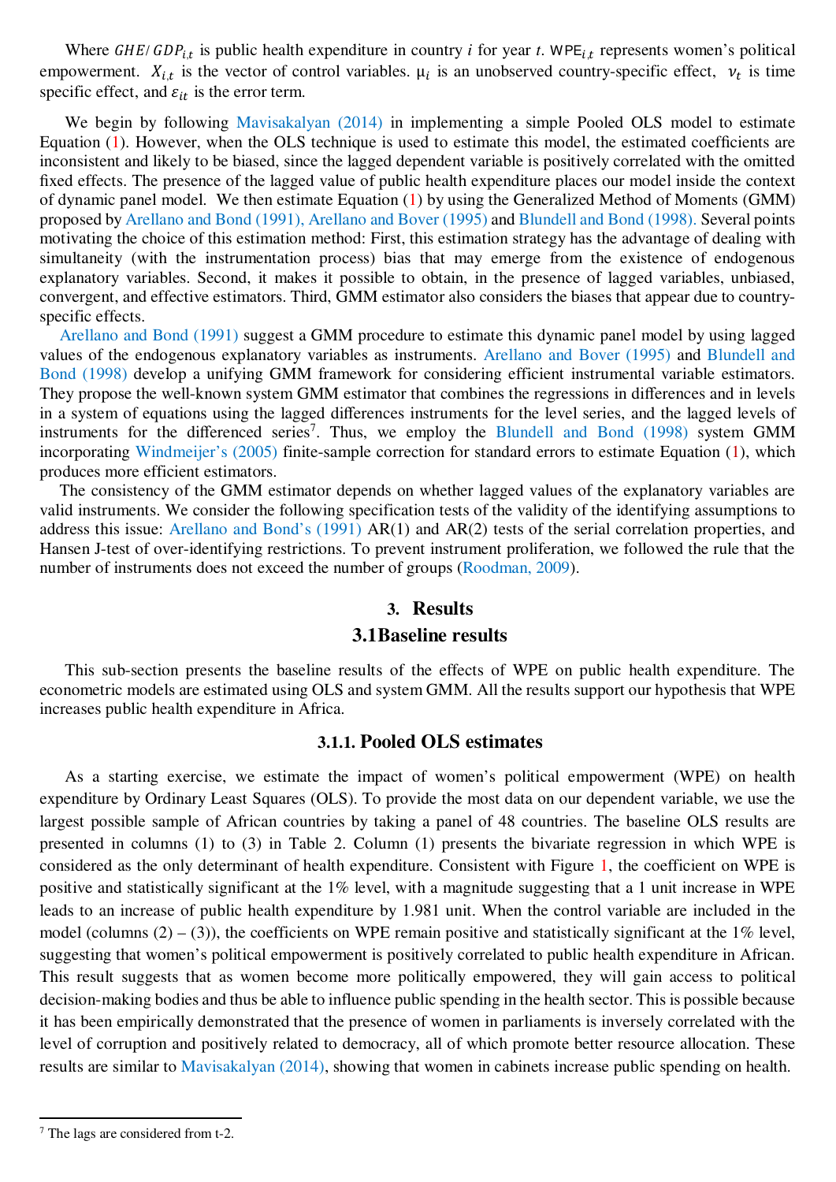Where $GHE/GDP_{i,t}$ is public health expenditure in country $i$ for year $t$. $WPE_{i,t}$ represents women's political empowerment. $X_{i,t}$ is the vector of control variables. $\mu_i$ is an unobserved country-specific effect, $\nu_t$ is time specific effect, and $\varepsilon_{it}$ is the error term.

We begin by following Mavisakalyan (2014) in implementing a simple Pooled OLS model to estimate Equation (1). However, when the OLS technique is used to estimate this model, the estimated coefficients are inconsistent and likely to be biased, since the lagged dependent variable is positively correlated with the omitted fixed effects. The presence of the lagged value of public health expenditure places our model inside the context of dynamic panel model. We then estimate Equation (1) by using the Generalized Method of Moments (GMM) proposed by Arellano and Bond (1991), Arellano and Bover (1995) and Blundell and Bond (1998). Several points motivating the choice of this estimation method: First, this estimation strategy has the advantage of dealing with simultaneity (with the instrumentation process) bias that may emerge from the existence of endogenous explanatory variables. Second, it makes it possible to obtain, in the presence of lagged variables, unbiased, convergent, and effective estimators. Third, GMM estimator also considers the biases that appear due to country-specific effects.

Arellano and Bond (1991) suggest a GMM procedure to estimate this dynamic panel model by using lagged values of the endogenous explanatory variables as instruments. Arellano and Bover (1995) and Blundell and Bond (1998) develop a unifying GMM framework for considering efficient instrumental variable estimators. They propose the well-known system GMM estimator that combines the regressions in differences and in levels in a system of equations using the lagged differences instruments for the level series, and the lagged levels of instruments for the differenced series[7]. Thus, we employ the Blundell and Bond (1998) system GMM incorporating Windmeijer's (2005) finite-sample correction for standard errors to estimate Equation (1), which produces more efficient estimators.

The consistency of the GMM estimator depends on whether lagged values of the explanatory variables are valid instruments. We consider the following specification tests of the validity of the identifying assumptions to address this issue: Arellano and Bond's (1991) AR(1) and AR(2) tests of the serial correlation properties, and Hansen J-test of over-identifying restrictions. To prevent instrument proliferation, we followed the rule that the number of instruments does not exceed the number of groups (Roodman, 2009).

## 3. Results

### 3.1 Baseline results

This sub-section presents the baseline results of the effects of WPE on public health expenditure. The econometric models are estimated using OLS and system GMM. All the results support our hypothesis that WPE increases public health expenditure in Africa.

#### 3.1.1. Pooled OLS estimates

As a starting exercise, we estimate the impact of women's political empowerment (WPE) on health expenditure by Ordinary Least Squares (OLS). To provide the most data on our dependent variable, we use the largest possible sample of African countries by taking a panel of 48 countries. The baseline OLS results are presented in columns (1) to (3) in Table 2. Column (1) presents the bivariate regression in which WPE is considered as the only determinant of health expenditure. Consistent with Figure 1, the coefficient on WPE is positive and statistically significant at the 1% level, with a magnitude suggesting that a 1 unit increase in WPE leads to an increase of public health expenditure by 1.981 unit. When the control variable are included in the model (columns (2) – (3)), the coefficients on WPE remain positive and statistically significant at the 1% level, suggesting that women's political empowerment is positively correlated to public health expenditure in African. This result suggests that as women become more politically empowered, they will gain access to political decision-making bodies and thus be able to influence public spending in the health sector. This is possible because it has been empirically demonstrated that the presence of women in parliaments is inversely correlated with the level of corruption and positively related to democracy, all of which promote better resource allocation. These results are similar to Mavisakalyan (2014), showing that women in cabinets increase public spending on health.

[7] The lags are considered from t-2.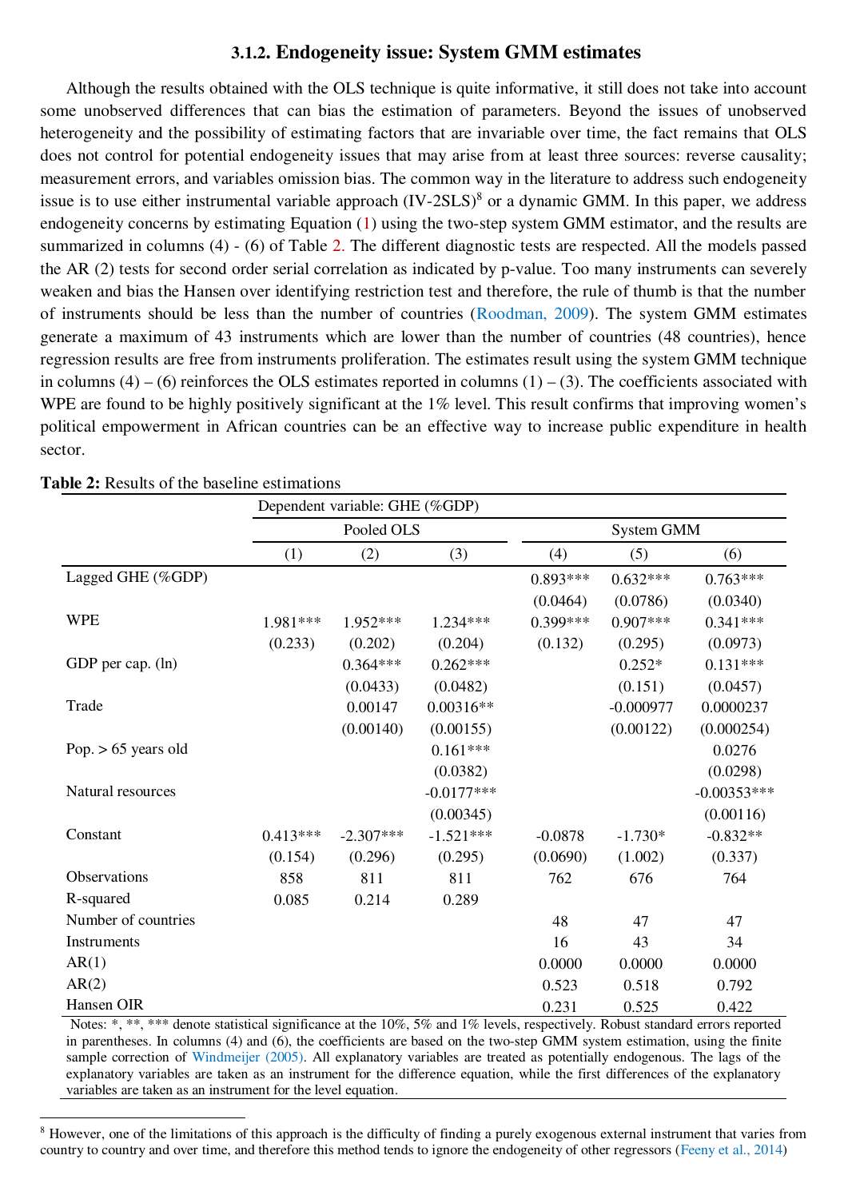### 3.1.2. Endogeneity issue: System GMM estimates

Although the results obtained with the OLS technique is quite informative, it still does not take into account some unobserved differences that can bias the estimation of parameters. Beyond the issues of unobserved heterogeneity and the possibility of estimating factors that are invariable over time, the fact remains that OLS does not control for potential endogeneity issues that may arise from at least three sources: reverse causality; measurement errors, and variables omission bias. The common way in the literature to address such endogeneity issue is to use either instrumental variable approach (IV-2SLS)[8] or a dynamic GMM. In this paper, we address endogeneity concerns by estimating Equation (1) using the two-step system GMM estimator, and the results are summarized in columns (4) - (6) of Table 2. The different diagnostic tests are respected. All the models passed the AR (2) tests for second order serial correlation as indicated by p-value. Too many instruments can severely weaken and bias the Hansen over identifying restriction test and therefore, the rule of thumb is that the number of instruments should be less than the number of countries (Roodman, 2009). The system GMM estimates generate a maximum of 43 instruments which are lower than the number of countries (48 countries), hence regression results are free from instruments proliferation. The estimates result using the system GMM technique in columns (4) – (6) reinforces the OLS estimates reported in columns (1) – (3). The coefficients associated with WPE are found to be highly positively significant at the 1% level. This result confirms that improving women's political empowerment in African countries can be an effective way to increase public expenditure in health sector.

**Table 2:** Results of the baseline estimations

| | Dependent variable: GHE (%GDP) | | | | | |
|---|---|---|---|---|---|---|
| | Pooled OLS | | | System GMM | | |
| | (1) | (2) | (3) | (4) | (5) | (6) |
| Lagged GHE (%GDP) | | | | 0.893*** | 0.632*** | 0.763*** |
| | | | | (0.0464) | (0.0786) | (0.0340) |
| WPE | 1.981*** | 1.952*** | 1.234*** | 0.399*** | 0.907*** | 0.341*** |
| | (0.233) | (0.202) | (0.204) | (0.132) | (0.295) | (0.0973) |
| GDP per cap. (ln) | | 0.364*** | 0.262*** | | 0.252* | 0.131*** |
| | | (0.0433) | (0.0482) | | (0.151) | (0.0457) |
| Trade | | 0.00147 | 0.00316** | | -0.000977 | 0.0000237 |
| | | (0.00140) | (0.00155) | | (0.00122) | (0.000254) |
| Pop. > 65 years old | | | 0.161*** | | | 0.0276 |
| | | | (0.0382) | | | (0.0298) |
| Natural resources | | | -0.0177*** | | | -0.00353*** |
| | | | (0.00345) | | | (0.00116) |
| Constant | 0.413*** | -2.307*** | -1.521*** | -0.0878 | -1.730* | -0.832** |
| | (0.154) | (0.296) | (0.295) | (0.0690) | (1.002) | (0.337) |
| Observations | 858 | 811 | 811 | 762 | 676 | 764 |
| R-squared | 0.085 | 0.214 | 0.289 | | | |
| Number of countries | | | | 48 | 47 | 47 |
| Instruments | | | | 16 | 43 | 34 |
| AR(1) | | | | 0.0000 | 0.0000 | 0.0000 |
| AR(2) | | | | 0.523 | 0.518 | 0.792 |
| Hansen OIR | | | | 0.231 | 0.525 | 0.422 |

Notes: *, **, *** denote statistical significance at the 10%, 5% and 1% levels, respectively. Robust standard errors reported in parentheses. In columns (4) and (6), the coefficients are based on the two-step GMM system estimation, using the finite sample correction of Windmeijer (2005). All explanatory variables are treated as potentially endogenous. The lags of the explanatory variables are taken as an instrument for the difference equation, while the first differences of the explanatory variables are taken as an instrument for the level equation.

[8] However, one of the limitations of this approach is the difficulty of finding a purely exogenous external instrument that varies from country to country and over time, and therefore this method tends to ignore the endogeneity of other regressors (Feeny et al., 2014)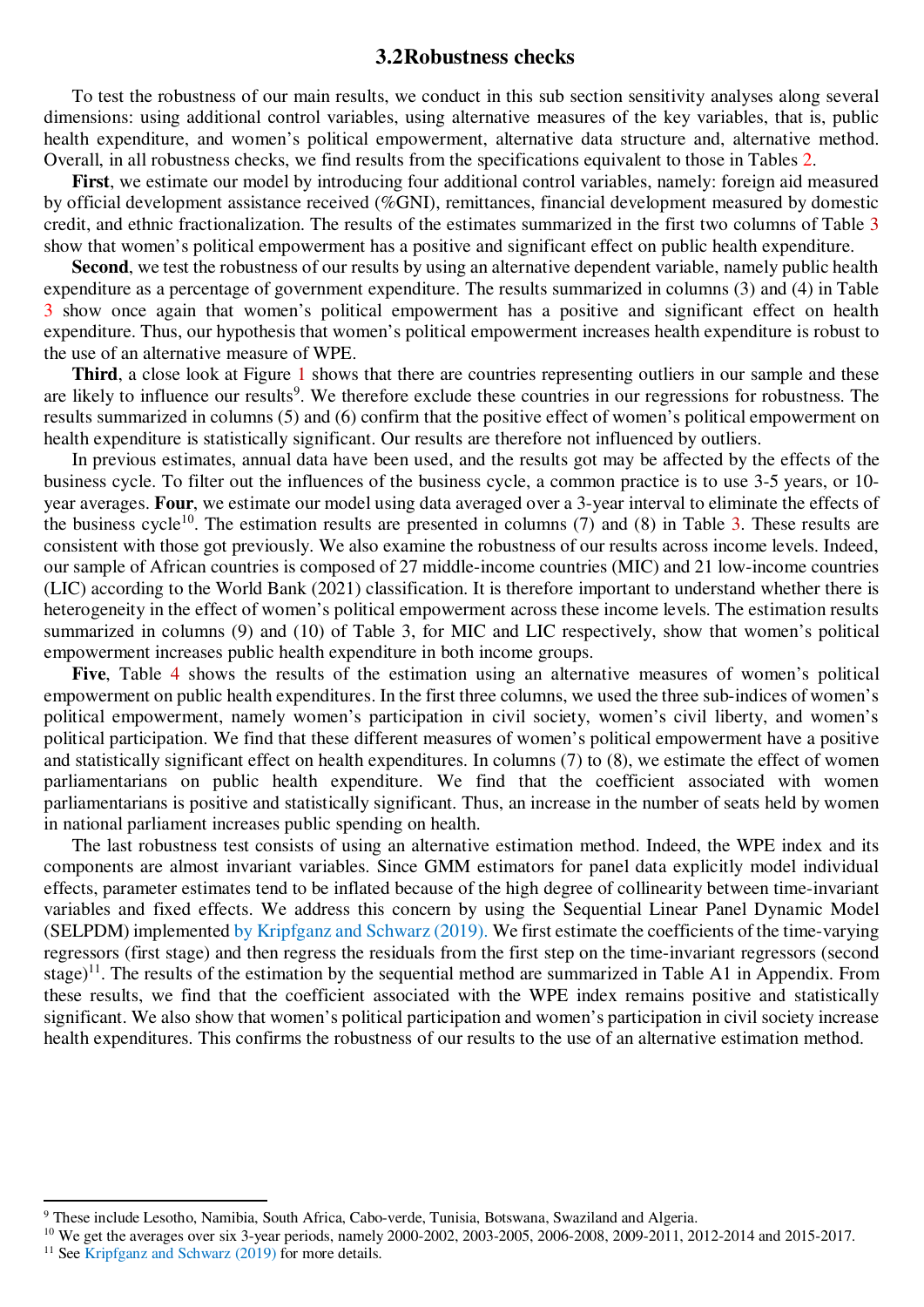### 3.2 Robustness checks

To test the robustness of our main results, we conduct in this sub section sensitivity analyses along several dimensions: using additional control variables, using alternative measures of the key variables, that is, public health expenditure, and women's political empowerment, alternative data structure and, alternative method. Overall, in all robustness checks, we find results from the specifications equivalent to those in Tables 2.

**First**, we estimate our model by introducing four additional control variables, namely: foreign aid measured by official development assistance received (%GNI), remittances, financial development measured by domestic credit, and ethnic fractionalization. The results of the estimates summarized in the first two columns of Table 3 show that women's political empowerment has a positive and significant effect on public health expenditure.

**Second**, we test the robustness of our results by using an alternative dependent variable, namely public health expenditure as a percentage of government expenditure. The results summarized in columns (3) and (4) in Table 3 show once again that women's political empowerment has a positive and significant effect on health expenditure. Thus, our hypothesis that women's political empowerment increases health expenditure is robust to the use of an alternative measure of WPE.

**Third**, a close look at Figure 1 shows that there are countries representing outliers in our sample and these are likely to influence our results[9]. We therefore exclude these countries in our regressions for robustness. The results summarized in columns (5) and (6) confirm that the positive effect of women's political empowerment on health expenditure is statistically significant. Our results are therefore not influenced by outliers.

In previous estimates, annual data have been used, and the results got may be affected by the effects of the business cycle. To filter out the influences of the business cycle, a common practice is to use 3-5 years, or 10-year averages. **Four**, we estimate our model using data averaged over a 3-year interval to eliminate the effects of the business cycle[10]. The estimation results are presented in columns (7) and (8) in Table 3. These results are consistent with those got previously. We also examine the robustness of our results across income levels. Indeed, our sample of African countries is composed of 27 middle-income countries (MIC) and 21 low-income countries (LIC) according to the World Bank (2021) classification. It is therefore important to understand whether there is heterogeneity in the effect of women's political empowerment across these income levels. The estimation results summarized in columns (9) and (10) of Table 3, for MIC and LIC respectively, show that women's political empowerment increases public health expenditure in both income groups.

**Five**, Table 4 shows the results of the estimation using an alternative measures of women's political empowerment on public health expenditures. In the first three columns, we used the three sub-indices of women's political empowerment, namely women's participation in civil society, women's civil liberty, and women's political participation. We find that these different measures of women's political empowerment have a positive and statistically significant effect on health expenditures. In columns (7) to (8), we estimate the effect of women parliamentarians on public health expenditure. We find that the coefficient associated with women parliamentarians is positive and statistically significant. Thus, an increase in the number of seats held by women in national parliament increases public spending on health.

The last robustness test consists of using an alternative estimation method. Indeed, the WPE index and its components are almost invariant variables. Since GMM estimators for panel data explicitly model individual effects, parameter estimates tend to be inflated because of the high degree of collinearity between time-invariant variables and fixed effects. We address this concern by using the Sequential Linear Panel Dynamic Model (SELPDM) implemented by Kripfganz and Schwarz (2019). We first estimate the coefficients of the time-varying regressors (first stage) and then regress the residuals from the first step on the time-invariant regressors (second stage)[11]. The results of the estimation by the sequential method are summarized in Table A1 in Appendix. From these results, we find that the coefficient associated with the WPE index remains positive and statistically significant. We also show that women's political participation and women's participation in civil society increase health expenditures. This confirms the robustness of our results to the use of an alternative estimation method.

---

[9] These include Lesotho, Namibia, South Africa, Cabo-verde, Tunisia, Botswana, Swaziland and Algeria.

[10] We get the averages over six 3-year periods, namely 2000-2002, 2003-2005, 2006-2008, 2009-2011, 2012-2014 and 2015-2017.

[11] See Kripfganz and Schwarz (2019) for more details.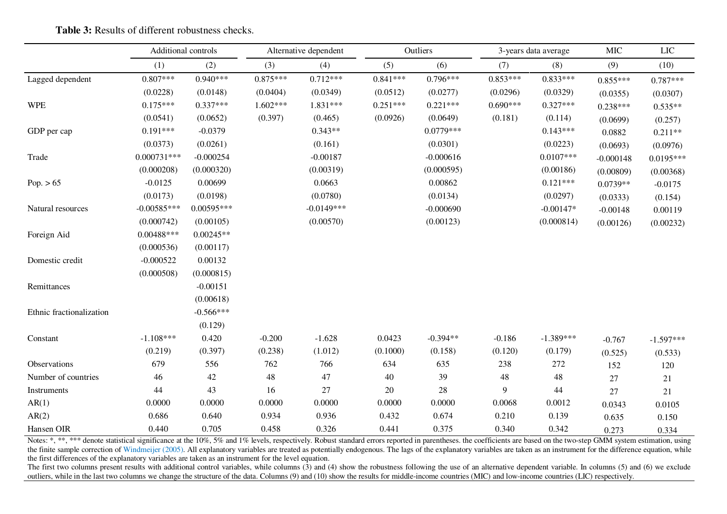**Table 3:** Results of different robustness checks.

| | Additional controls | | Alternative dependent | | Outliers | | 3-years data average | | MIC | LIC |
|---|---|---|---|---|---|---|---|---|---|---|
| | (1) | (2) | (3) | (4) | (5) | (6) | (7) | (8) | (9) | (10) |
| Lagged dependent | 0.807*** | 0.940*** | 0.875*** | 0.712*** | 0.841*** | 0.796*** | 0.853*** | 0.833*** | 0.855*** | 0.787*** |
| | (0.0228) | (0.0148) | (0.0404) | (0.0349) | (0.0512) | (0.0277) | (0.0296) | (0.0329) | (0.0355) | (0.0307) |
| WPE | 0.175*** | 0.337*** | 1.602*** | 1.831*** | 0.251*** | 0.221*** | 0.690*** | 0.327*** | 0.238*** | 0.535** |
| | (0.0541) | (0.0652) | (0.397) | (0.465) | (0.0926) | (0.0649) | (0.181) | (0.114) | (0.0699) | (0.257) |
| GDP per cap | 0.191*** | -0.0379 | | 0.343** | | 0.0779*** | | 0.143*** | 0.0882 | 0.211** |
| | (0.0373) | (0.0261) | | (0.161) | | (0.0301) | | (0.0223) | (0.0693) | (0.0976) |
| Trade | 0.000731*** | -0.000254 | | -0.00187 | | -0.000616 | | 0.0107*** | -0.000148 | 0.0195*** |
| | (0.000208) | (0.000320) | | (0.00319) | | (0.000595) | | (0.00186) | (0.00809) | (0.00368) |
| Pop. > 65 | -0.0125 | 0.00699 | | 0.0663 | | 0.00862 | | 0.121*** | 0.0739** | -0.0175 |
| | (0.0173) | (0.0198) | | (0.0780) | | (0.0134) | | (0.0297) | (0.0333) | (0.154) |
| Natural resources | -0.00585*** | 0.00595*** | | -0.0149*** | | -0.000690 | | -0.00147* | -0.00148 | 0.00119 |
| | (0.000742) | (0.00105) | | (0.00570) | | (0.00123) | | (0.000814) | (0.00126) | (0.00232) |
| Foreign Aid | 0.00488*** | 0.00245** | | | | | | | | |
| | (0.000536) | (0.00117) | | | | | | | | |
| Domestic credit | -0.000522 | 0.00132 | | | | | | | | |
| | (0.000508) | (0.000815) | | | | | | | | |
| Remittances | | -0.00151 | | | | | | | | |
| | | (0.00618) | | | | | | | | |
| Ethnic fractionalization | | -0.566*** | | | | | | | | |
| | | (0.129) | | | | | | | | |
| Constant | -1.108*** | 0.420 | -0.200 | -1.628 | 0.0423 | -0.394** | -0.186 | -1.389*** | -0.767 | -1.597*** |
| | (0.219) | (0.397) | (0.238) | (1.012) | (0.1000) | (0.158) | (0.120) | (0.179) | (0.525) | (0.533) |
| Observations | 679 | 556 | 762 | 766 | 634 | 635 | 238 | 272 | 152 | 120 |
| Number of countries | 46 | 42 | 48 | 47 | 40 | 39 | 48 | 48 | 27 | 21 |
| Instruments | 44 | 43 | 16 | 27 | 20 | 28 | 9 | 44 | 27 | 21 |
| AR(1) | 0.0000 | 0.0000 | 0.0000 | 0.0000 | 0.0000 | 0.0000 | 0.0068 | 0.0012 | 0.0343 | 0.0105 |
| AR(2) | 0.686 | 0.640 | 0.934 | 0.936 | 0.432 | 0.674 | 0.210 | 0.139 | 0.635 | 0.150 |
| Hansen OIR | 0.440 | 0.705 | 0.458 | 0.326 | 0.441 | 0.375 | 0.340 | 0.342 | 0.273 | 0.334 |

Notes: *, **, *** denote statistical significance at the 10%, 5% and 1% levels, respectively. Robust standard errors reported in parentheses. the coefficients are based on the two-step GMM system estimation, using the finite sample correction of Windmeijer (2005). All explanatory variables are treated as potentially endogenous. The lags of the explanatory variables are taken as an instrument for the difference equation, while the first differences of the explanatory variables are taken as an instrument for the level equation.
The first two columns present results with additional control variables, while columns (3) and (4) show the robustness following the use of an alternative dependent variable. In columns (5) and (6) we exclude outliers, while in the last two columns we change the structure of the data. Columns (9) and (10) show the results for middle-income countries (MIC) and low-income countries (LIC) respectively.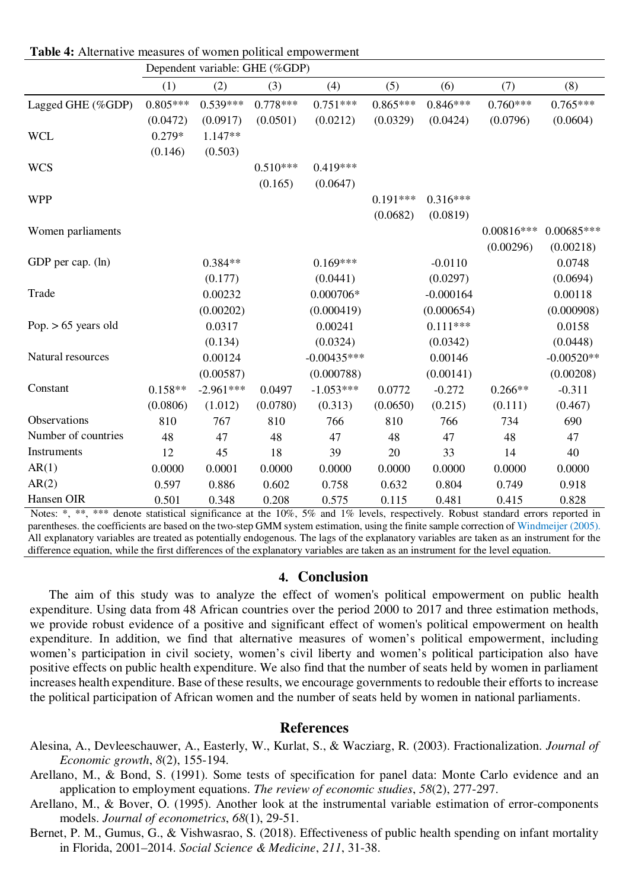**Table 4:** Alternative measures of women political empowerment

| | Dependent variable: GHE (%GDP) | | | | | | | |
|---|---|---|---|---|---|---|---|---|
| | (1) | (2) | (3) | (4) | (5) | (6) | (7) | (8) |
| Lagged GHE (%GDP) | 0.805*** | 0.539*** | 0.778*** | 0.751*** | 0.865*** | 0.846*** | 0.760*** | 0.765*** |
| | (0.0472) | (0.0917) | (0.0501) | (0.0212) | (0.0329) | (0.0424) | (0.0796) | (0.0604) |
| WCL | 0.279* | 1.147** | | | | | | |
| | (0.146) | (0.503) | | | | | | |
| WCS | | | 0.510*** | 0.419*** | | | | |
| | | | (0.165) | (0.0647) | | | | |
| WPP | | | | | 0.191*** | 0.316*** | | |
| | | | | | (0.0682) | (0.0819) | | |
| Women parliaments | | | | | | | 0.00816*** | 0.00685*** |
| | | | | | | | (0.00296) | (0.00218) |
| GDP per cap. (ln) | | 0.384** | | 0.169*** | | -0.0110 | | 0.0748 |
| | | (0.177) | | (0.0441) | | (0.0297) | | (0.0694) |
| Trade | | 0.00232 | | 0.000706* | | -0.000164 | | 0.00118 |
| | | (0.00202) | | (0.000419) | | (0.000654) | | (0.000908) |
| Pop. > 65 years old | | 0.0317 | | 0.00241 | | 0.111*** | | 0.0158 |
| | | (0.134) | | (0.0324) | | (0.0342) | | (0.0448) |
| Natural resources | | 0.00124 | | -0.00435*** | | 0.00146 | | -0.00520** |
| | | (0.00587) | | (0.000788) | | (0.00141) | | (0.00208) |
| Constant | 0.158** | -2.961*** | 0.0497 | -1.053*** | 0.0772 | -0.272 | 0.266** | -0.311 |
| | (0.0806) | (1.012) | (0.0780) | (0.313) | (0.0650) | (0.215) | (0.111) | (0.467) |
| Observations | 810 | 767 | 810 | 766 | 810 | 766 | 734 | 690 |
| Number of countries | 48 | 47 | 48 | 47 | 48 | 47 | 48 | 47 |
| Instruments | 12 | 45 | 18 | 39 | 20 | 33 | 14 | 40 |
| AR(1) | 0.0000 | 0.0001 | 0.0000 | 0.0000 | 0.0000 | 0.0000 | 0.0000 | 0.0000 |
| AR(2) | 0.597 | 0.886 | 0.602 | 0.758 | 0.632 | 0.804 | 0.749 | 0.918 |
| Hansen OIR | 0.501 | 0.348 | 0.208 | 0.575 | 0.115 | 0.481 | 0.415 | 0.828 |

Notes: *, **, *** denote statistical significance at the 10%, 5% and 1% levels, respectively. Robust standard errors reported in parentheses. the coefficients are based on the two-step GMM system estimation, using the finite sample correction of Windmeijer (2005). All explanatory variables are treated as potentially endogenous. The lags of the explanatory variables are taken as an instrument for the difference equation, while the first differences of the explanatory variables are taken as an instrument for the level equation.

## 4. Conclusion

The aim of this study was to analyze the effect of women's political empowerment on public health expenditure. Using data from 48 African countries over the period 2000 to 2017 and three estimation methods, we provide robust evidence of a positive and significant effect of women's political empowerment on health expenditure. In addition, we find that alternative measures of women's political empowerment, including women's participation in civil society, women's civil liberty and women's political participation also have positive effects on public health expenditure. We also find that the number of seats held by women in parliament increases health expenditure. Base of these results, we encourage governments to redouble their efforts to increase the political participation of African women and the number of seats held by women in national parliaments.

## References

Alesina, A., Devleeschauwer, A., Easterly, W., Kurlat, S., & Wacziarg, R. (2003). Fractionalization. *Journal of Economic growth*, *8*(2), 155-194.

Arellano, M., & Bond, S. (1991). Some tests of specification for panel data: Monte Carlo evidence and an application to employment equations. *The review of economic studies*, *58*(2), 277-297.

Arellano, M., & Bover, O. (1995). Another look at the instrumental variable estimation of error-components models. *Journal of econometrics*, *68*(1), 29-51.

Bernet, P. M., Gumus, G., & Vishwasrao, S. (2018). Effectiveness of public health spending on infant mortality in Florida, 2001–2014. *Social Science & Medicine*, *211*, 31-38.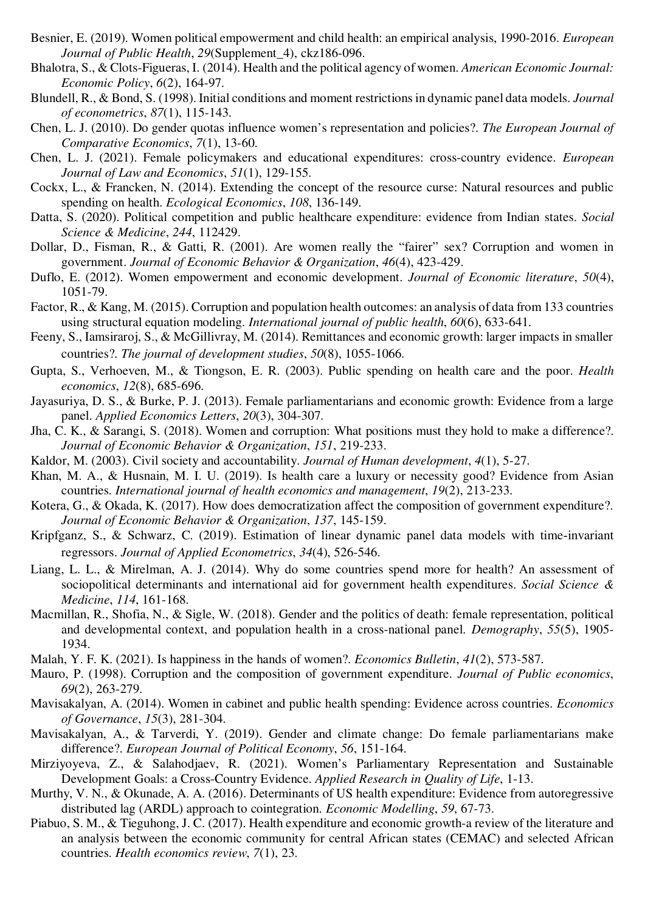Besnier, E. (2019). Women political empowerment and child health: an empirical analysis, 1990-2016. *European Journal of Public Health*, *29*(Supplement_4), ckz186-096.

Bhalotra, S., & Clots-Figueras, I. (2014). Health and the political agency of women. *American Economic Journal: Economic Policy*, *6*(2), 164-97.

Blundell, R., & Bond, S. (1998). Initial conditions and moment restrictions in dynamic panel data models. *Journal of econometrics*, *87*(1), 115-143.

Chen, L. J. (2010). Do gender quotas influence women's representation and policies?. *The European Journal of Comparative Economics*, *7*(1), 13-60.

Chen, L. J. (2021). Female policymakers and educational expenditures: cross-country evidence. *European Journal of Law and Economics*, *51*(1), 129-155.

Cockx, L., & Francken, N. (2014). Extending the concept of the resource curse: Natural resources and public spending on health. *Ecological Economics*, *108*, 136-149.

Datta, S. (2020). Political competition and public healthcare expenditure: evidence from Indian states. *Social Science & Medicine*, *244*, 112429.

Dollar, D., Fisman, R., & Gatti, R. (2001). Are women really the "fairer" sex? Corruption and women in government. *Journal of Economic Behavior & Organization*, *46*(4), 423-429.

Duflo, E. (2012). Women empowerment and economic development. *Journal of Economic literature*, *50*(4), 1051-79.

Factor, R., & Kang, M. (2015). Corruption and population health outcomes: an analysis of data from 133 countries using structural equation modeling. *International journal of public health*, *60*(6), 633-641.

Feeny, S., Iamsiraroj, S., & McGillivray, M. (2014). Remittances and economic growth: larger impacts in smaller countries?. *The journal of development studies*, *50*(8), 1055-1066.

Gupta, S., Verhoeven, M., & Tiongson, E. R. (2003). Public spending on health care and the poor. *Health economics*, *12*(8), 685-696.

Jayasuriya, D. S., & Burke, P. J. (2013). Female parliamentarians and economic growth: Evidence from a large panel. *Applied Economics Letters*, *20*(3), 304-307.

Jha, C. K., & Sarangi, S. (2018). Women and corruption: What positions must they hold to make a difference?. *Journal of Economic Behavior & Organization*, *151*, 219-233.

Kaldor, M. (2003). Civil society and accountability. *Journal of Human development*, *4*(1), 5-27.

Khan, M. A., & Husnain, M. I. U. (2019). Is health care a luxury or necessity good? Evidence from Asian countries. *International journal of health economics and management*, *19*(2), 213-233.

Kotera, G., & Okada, K. (2017). How does democratization affect the composition of government expenditure?. *Journal of Economic Behavior & Organization*, *137*, 145-159.

Kripfganz, S., & Schwarz, C. (2019). Estimation of linear dynamic panel data models with time-invariant regressors. *Journal of Applied Econometrics*, *34*(4), 526-546.

Liang, L. L., & Mirelman, A. J. (2014). Why do some countries spend more for health? An assessment of sociopolitical determinants and international aid for government health expenditures. *Social Science & Medicine*, *114*, 161-168.

Macmillan, R., Shofia, N., & Sigle, W. (2018). Gender and the politics of death: female representation, political and developmental context, and population health in a cross-national panel. *Demography*, *55*(5), 1905-1934.

Malah, Y. F. K. (2021). Is happiness in the hands of women?. *Economics Bulletin*, *41*(2), 573-587.

Mauro, P. (1998). Corruption and the composition of government expenditure. *Journal of Public economics*, *69*(2), 263-279.

Mavisakalyan, A. (2014). Women in cabinet and public health spending: Evidence across countries. *Economics of Governance*, *15*(3), 281-304.

Mavisakalyan, A., & Tarverdi, Y. (2019). Gender and climate change: Do female parliamentarians make difference?. *European Journal of Political Economy*, *56*, 151-164.

Mirziyoyeva, Z., & Salahodjaev, R. (2021). Women's Parliamentary Representation and Sustainable Development Goals: a Cross-Country Evidence. *Applied Research in Quality of Life*, 1-13.

Murthy, V. N., & Okunade, A. A. (2016). Determinants of US health expenditure: Evidence from autoregressive distributed lag (ARDL) approach to cointegration. *Economic Modelling*, *59*, 67-73.

Piabuo, S. M., & Tieguhong, J. C. (2017). Health expenditure and economic growth-a review of the literature and an analysis between the economic community for central African states (CEMAC) and selected African countries. *Health economics review*, *7*(1), 23.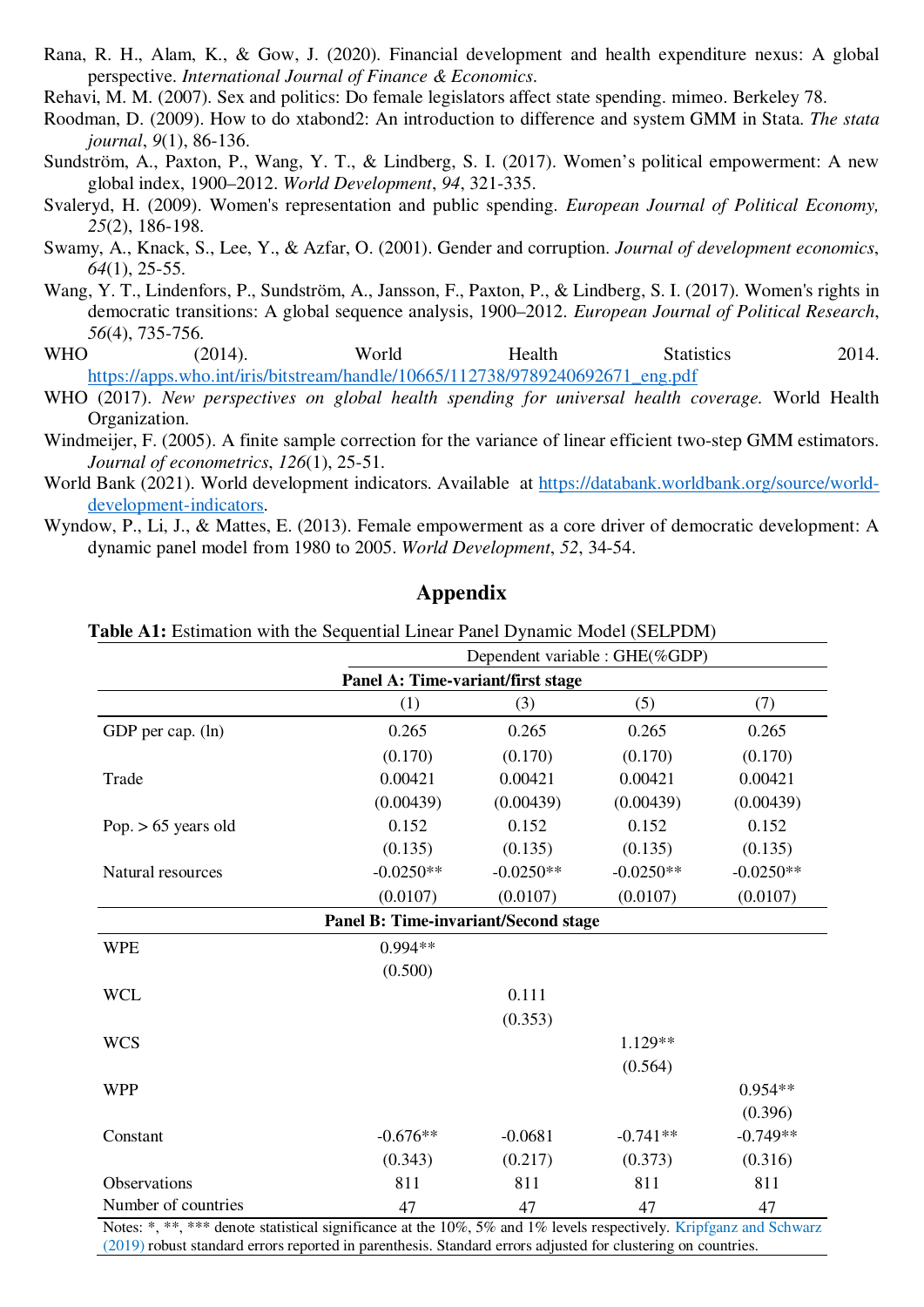Rana, R. H., Alam, K., & Gow, J. (2020). Financial development and health expenditure nexus: A global perspective. *International Journal of Finance & Economics*.

Rehavi, M. M. (2007). Sex and politics: Do female legislators affect state spending. mimeo. Berkeley 78.

Roodman, D. (2009). How to do xtabond2: An introduction to difference and system GMM in Stata. *The stata journal*, *9*(1), 86-136.

Sundström, A., Paxton, P., Wang, Y. T., & Lindberg, S. I. (2017). Women's political empowerment: A new global index, 1900–2012. *World Development*, *94*, 321-335.

Svaleryd, H. (2009). Women's representation and public spending. *European Journal of Political Economy, 25*(2), 186-198.

Swamy, A., Knack, S., Lee, Y., & Azfar, O. (2001). Gender and corruption. *Journal of development economics*, *64*(1), 25-55.

Wang, Y. T., Lindenfors, P., Sundström, A., Jansson, F., Paxton, P., & Lindberg, S. I. (2017). Women's rights in democratic transitions: A global sequence analysis, 1900–2012. *European Journal of Political Research*, *56*(4), 735-756.

WHO (2014). World Health Statistics 2014. https://apps.who.int/iris/bitstream/handle/10665/112738/9789240692671_eng.pdf

WHO (2017). *New perspectives on global health spending for universal health coverage.* World Health Organization.

Windmeijer, F. (2005). A finite sample correction for the variance of linear efficient two-step GMM estimators. *Journal of econometrics*, *126*(1), 25-51.

World Bank (2021). World development indicators. Available at https://databank.worldbank.org/source/world-development-indicators.

Wyndow, P., Li, J., & Mattes, E. (2013). Female empowerment as a core driver of democratic development: A dynamic panel model from 1980 to 2005. *World Development*, *52*, 34-54.

## Appendix

**Table A1:** Estimation with the Sequential Linear Panel Dynamic Model (SELPDM)

| | Dependent variable : GHE(%GDP) | | | |
|---|---|---|---|---|
| **Panel A: Time-variant/first stage** | | | | |
| | (1) | (3) | (5) | (7) |
| GDP per cap. (ln) | 0.265 | 0.265 | 0.265 | 0.265 |
| | (0.170) | (0.170) | (0.170) | (0.170) |
| Trade | 0.00421 | 0.00421 | 0.00421 | 0.00421 |
| | (0.00439) | (0.00439) | (0.00439) | (0.00439) |
| Pop. > 65 years old | 0.152 | 0.152 | 0.152 | 0.152 |
| | (0.135) | (0.135) | (0.135) | (0.135) |
| Natural resources | -0.0250** | -0.0250** | -0.0250** | -0.0250** |
| | (0.0107) | (0.0107) | (0.0107) | (0.0107) |
| **Panel B: Time-invariant/Second stage** | | | | |
| WPE | 0.994** | | | |
| | (0.500) | | | |
| WCL | | 0.111 | | |
| | | (0.353) | | |
| WCS | | | 1.129** | |
| | | | (0.564) | |
| WPP | | | | 0.954** |
| | | | | (0.396) |
| Constant | -0.676** | -0.0681 | -0.741** | -0.749** |
| | (0.343) | (0.217) | (0.373) | (0.316) |
| Observations | 811 | 811 | 811 | 811 |
| Number of countries | 47 | 47 | 47 | 47 |

Notes: *, **, *** denote statistical significance at the 10%, 5% and 1% levels respectively. Kripfganz and Schwarz (2019) robust standard errors reported in parenthesis. Standard errors adjusted for clustering on countries.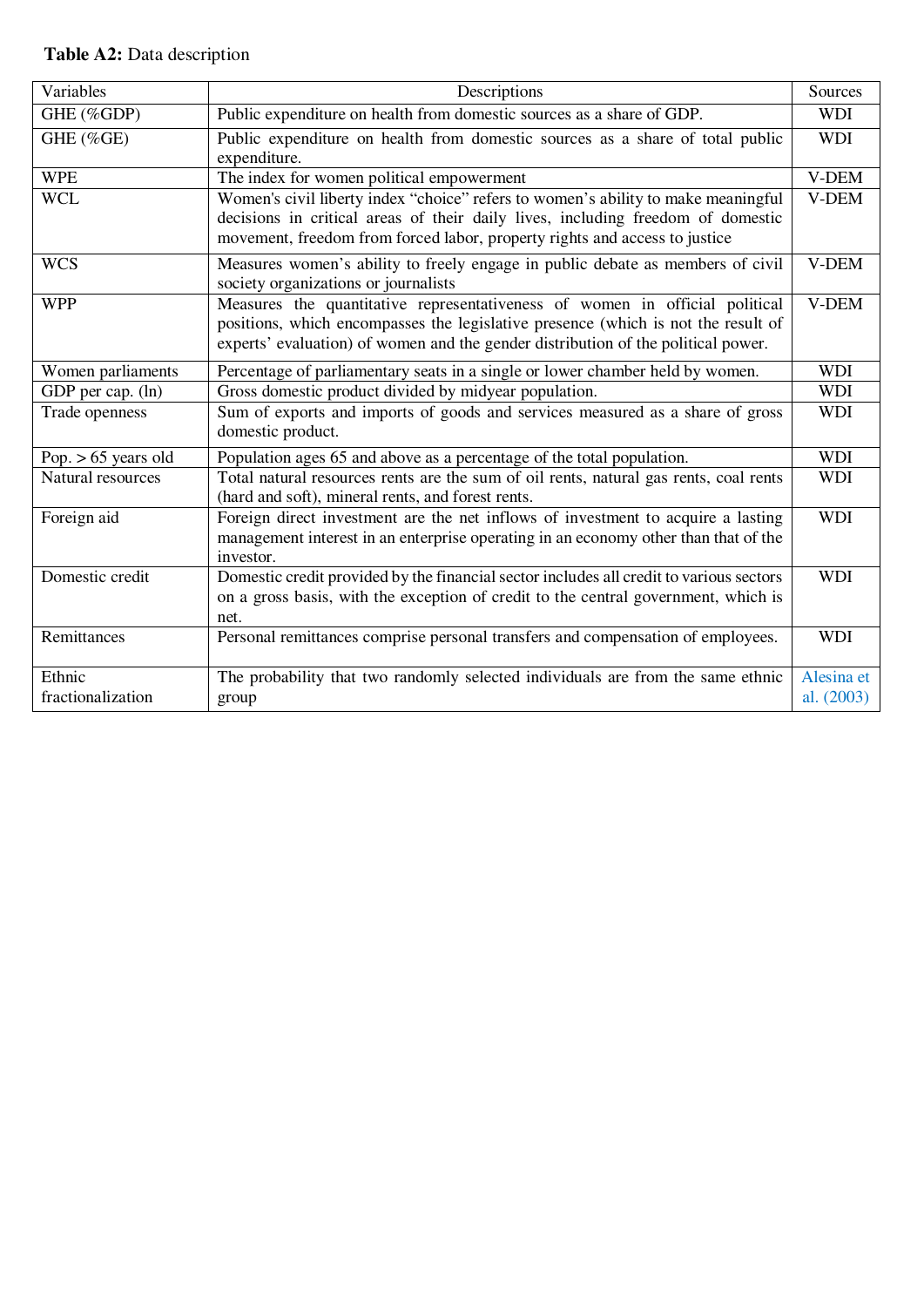**Table A2:** Data description

| Variables | Descriptions | Sources |
|---|---|---|
| GHE (%GDP) | Public expenditure on health from domestic sources as a share of GDP. | WDI |
| GHE (%GE) | Public expenditure on health from domestic sources as a share of total public expenditure. | WDI |
| WPE | The index for women political empowerment | V-DEM |
| WCL | Women's civil liberty index "choice" refers to women's ability to make meaningful decisions in critical areas of their daily lives, including freedom of domestic movement, freedom from forced labor, property rights and access to justice | V-DEM |
| WCS | Measures women's ability to freely engage in public debate as members of civil society organizations or journalists | V-DEM |
| WPP | Measures the quantitative representativeness of women in official political positions, which encompasses the legislative presence (which is not the result of experts' evaluation) of women and the gender distribution of the political power. | V-DEM |
| Women parliaments | Percentage of parliamentary seats in a single or lower chamber held by women. | WDI |
| GDP per cap. (ln) | Gross domestic product divided by midyear population. | WDI |
| Trade openness | Sum of exports and imports of goods and services measured as a share of gross domestic product. | WDI |
| Pop. > 65 years old | Population ages 65 and above as a percentage of the total population. | WDI |
| Natural resources | Total natural resources rents are the sum of oil rents, natural gas rents, coal rents (hard and soft), mineral rents, and forest rents. | WDI |
| Foreign aid | Foreign direct investment are the net inflows of investment to acquire a lasting management interest in an enterprise operating in an economy other than that of the investor. | WDI |
| Domestic credit | Domestic credit provided by the financial sector includes all credit to various sectors on a gross basis, with the exception of credit to the central government, which is net. | WDI |
| Remittances | Personal remittances comprise personal transfers and compensation of employees. | WDI |
| Ethnic fractionalization | The probability that two randomly selected individuals are from the same ethnic group | Alesina et al. (2003) |